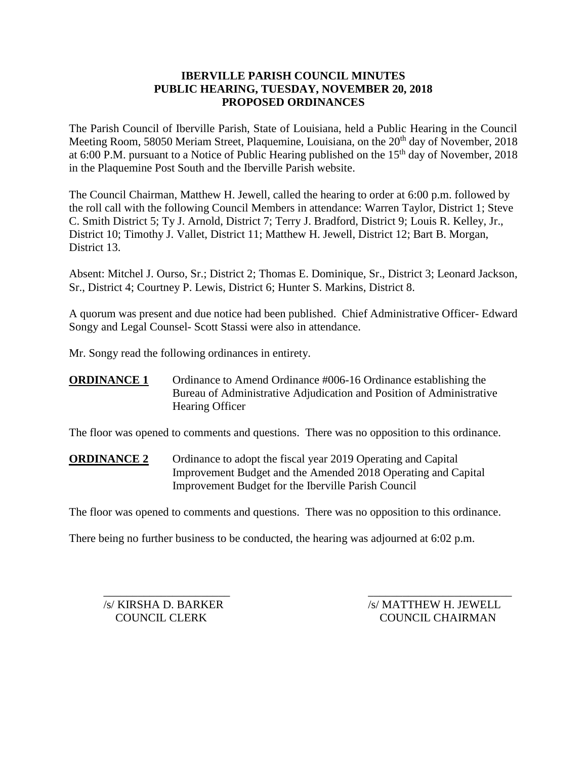# IBERVILLE PARISH COUNCIL MINUTES
## PUBLIC HEARING, TUESDAY, NOVEMBER 20, 2018
## PROPOSED ORDINANCES

The Parish Council of Iberville Parish, State of Louisiana, held a Public Hearing in the Council Meeting Room, 58050 Meriam Street, Plaquemine, Louisiana, on the 20th day of November, 2018 at 6:00 P.M. pursuant to a Notice of Public Hearing published on the 15th day of November, 2018 in the Plaquemine Post South and the Iberville Parish website.

The Council Chairman, Matthew H. Jewell, called the hearing to order at 6:00 p.m. followed by the roll call with the following Council Members in attendance: Warren Taylor, District 1; Steve C. Smith District 5; Ty J. Arnold, District 7; Terry J. Bradford, District 9; Louis R. Kelley, Jr., District 10; Timothy J. Vallet, District 11; Matthew H. Jewell, District 12; Bart B. Morgan, District 13.

Absent: Mitchel J. Ourso, Sr.; District 2; Thomas E. Dominique, Sr., District 3; Leonard Jackson, Sr., District 4; Courtney P. Lewis, District 6; Hunter S. Markins, District 8.

A quorum was present and due notice had been published. Chief Administrative Officer- Edward Songy and Legal Counsel- Scott Stassi were also in attendance.

Mr. Songy read the following ordinances in entirety.

**ORDINANCE 1** Ordinance to Amend Ordinance #006-16 Ordinance establishing the Bureau of Administrative Adjudication and Position of Administrative Hearing Officer

The floor was opened to comments and questions. There was no opposition to this ordinance.

**ORDINANCE 2** Ordinance to adopt the fiscal year 2019 Operating and Capital Improvement Budget and the Amended 2018 Operating and Capital Improvement Budget for the Iberville Parish Council

The floor was opened to comments and questions. There was no opposition to this ordinance.

There being no further business to be conducted, the hearing was adjourned at 6:02 p.m.

/s/ KIRSHA D. BARKER
COUNCIL CLERK

/s/ MATTHEW H. JEWELL
COUNCIL CHAIRMAN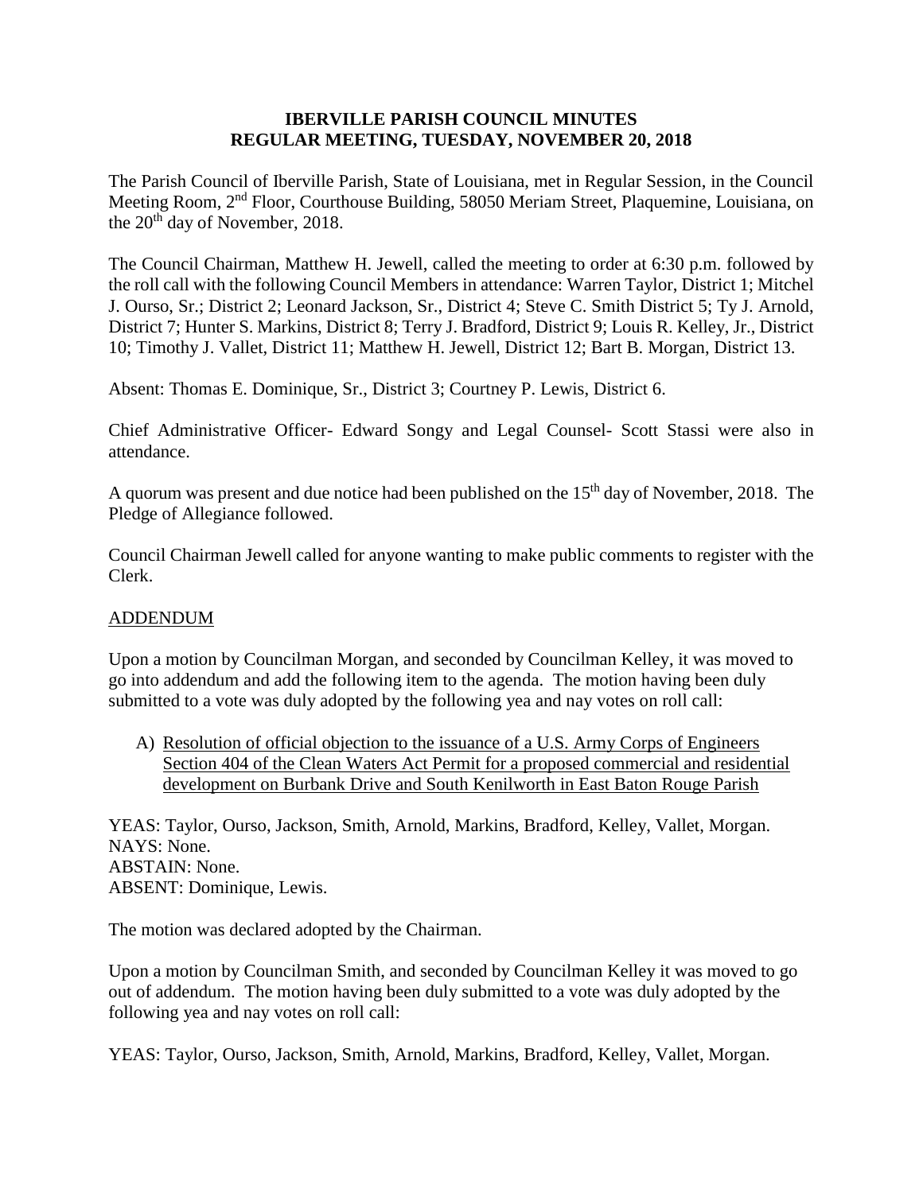# IBERVILLE PARISH COUNCIL MINUTES
## REGULAR MEETING, TUESDAY, NOVEMBER 20, 2018

The Parish Council of Iberville Parish, State of Louisiana, met in Regular Session, in the Council Meeting Room, 2nd Floor, Courthouse Building, 58050 Meriam Street, Plaquemine, Louisiana, on the 20th day of November, 2018.

The Council Chairman, Matthew H. Jewell, called the meeting to order at 6:30 p.m. followed by the roll call with the following Council Members in attendance: Warren Taylor, District 1; Mitchel J. Ourso, Sr.; District 2; Leonard Jackson, Sr., District 4; Steve C. Smith District 5; Ty J. Arnold, District 7; Hunter S. Markins, District 8; Terry J. Bradford, District 9; Louis R. Kelley, Jr., District 10; Timothy J. Vallet, District 11; Matthew H. Jewell, District 12; Bart B. Morgan, District 13.

Absent: Thomas E. Dominique, Sr., District 3; Courtney P. Lewis, District 6.

Chief Administrative Officer- Edward Songy and Legal Counsel- Scott Stassi were also in attendance.

A quorum was present and due notice had been published on the 15th day of November, 2018. The Pledge of Allegiance followed.

Council Chairman Jewell called for anyone wanting to make public comments to register with the Clerk.

ADDENDUM

Upon a motion by Councilman Morgan, and seconded by Councilman Kelley, it was moved to go into addendum and add the following item to the agenda. The motion having been duly submitted to a vote was duly adopted by the following yea and nay votes on roll call:

A) Resolution of official objection to the issuance of a U.S. Army Corps of Engineers Section 404 of the Clean Waters Act Permit for a proposed commercial and residential development on Burbank Drive and South Kenilworth in East Baton Rouge Parish

YEAS: Taylor, Ourso, Jackson, Smith, Arnold, Markins, Bradford, Kelley, Vallet, Morgan.
NAYS: None.
ABSTAIN: None.
ABSENT: Dominique, Lewis.

The motion was declared adopted by the Chairman.

Upon a motion by Councilman Smith, and seconded by Councilman Kelley it was moved to go out of addendum. The motion having been duly submitted to a vote was duly adopted by the following yea and nay votes on roll call:

YEAS: Taylor, Ourso, Jackson, Smith, Arnold, Markins, Bradford, Kelley, Vallet, Morgan.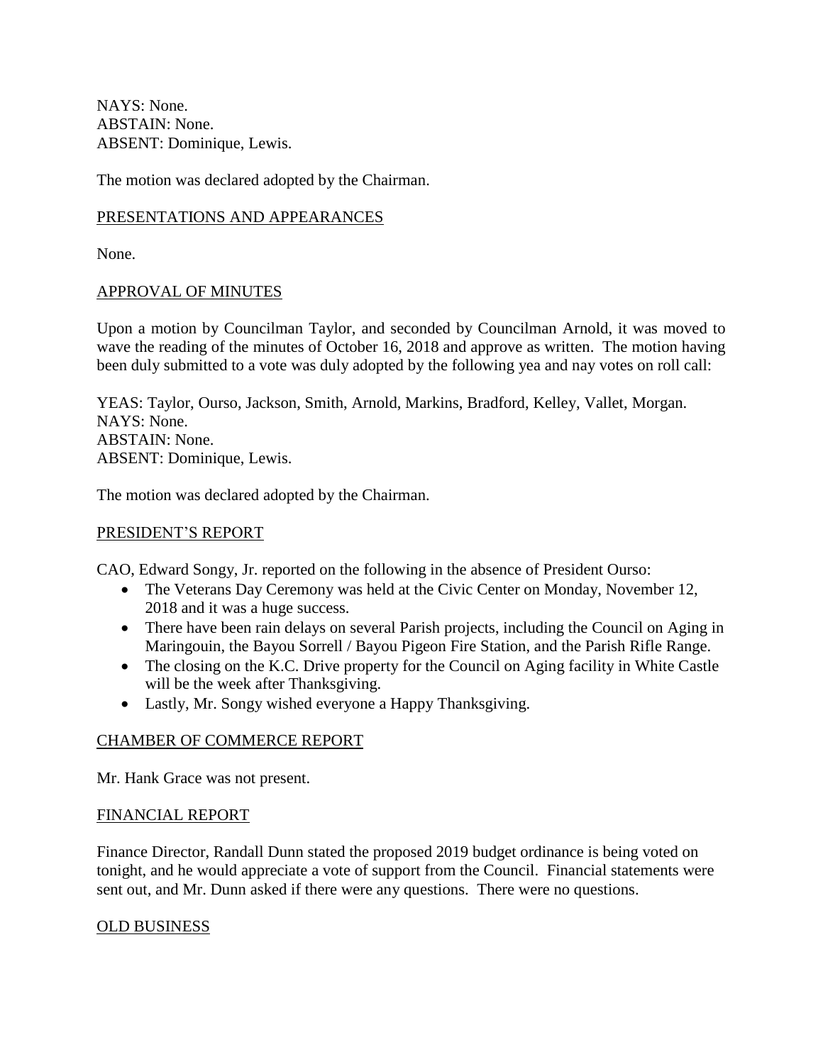NAYS: None.
ABSTAIN: None.
ABSENT: Dominique, Lewis.

The motion was declared adopted by the Chairman.

PRESENTATIONS AND APPEARANCES

None.

APPROVAL OF MINUTES

Upon a motion by Councilman Taylor, and seconded by Councilman Arnold, it was moved to wave the reading of the minutes of October 16, 2018 and approve as written. The motion having been duly submitted to a vote was duly adopted by the following yea and nay votes on roll call:

YEAS: Taylor, Ourso, Jackson, Smith, Arnold, Markins, Bradford, Kelley, Vallet, Morgan.
NAYS: None.
ABSTAIN: None.
ABSENT: Dominique, Lewis.

The motion was declared adopted by the Chairman.

PRESIDENT'S REPORT

CAO, Edward Songy, Jr. reported on the following in the absence of President Ourso:

- The Veterans Day Ceremony was held at the Civic Center on Monday, November 12, 2018 and it was a huge success.
- There have been rain delays on several Parish projects, including the Council on Aging in Maringouin, the Bayou Sorrell / Bayou Pigeon Fire Station, and the Parish Rifle Range.
- The closing on the K.C. Drive property for the Council on Aging facility in White Castle will be the week after Thanksgiving.
- Lastly, Mr. Songy wished everyone a Happy Thanksgiving.

CHAMBER OF COMMERCE REPORT

Mr. Hank Grace was not present.

FINANCIAL REPORT

Finance Director, Randall Dunn stated the proposed 2019 budget ordinance is being voted on tonight, and he would appreciate a vote of support from the Council. Financial statements were sent out, and Mr. Dunn asked if there were any questions. There were no questions.

OLD BUSINESS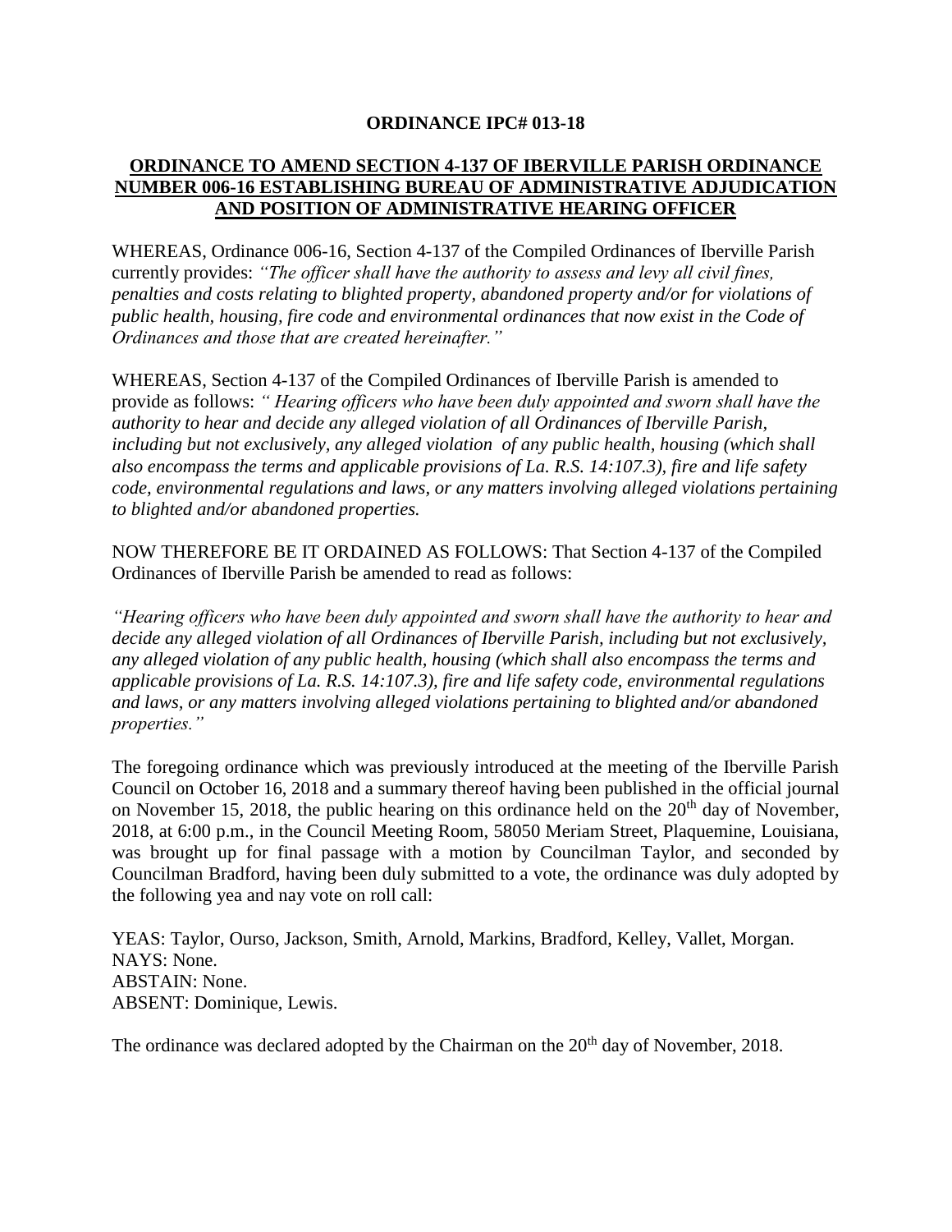**ORDINANCE IPC# 013-18**

**ORDINANCE TO AMEND SECTION 4-137 OF IBERVILLE PARISH ORDINANCE NUMBER 006-16 ESTABLISHING BUREAU OF ADMINISTRATIVE ADJUDICATION AND POSITION OF ADMINISTRATIVE HEARING OFFICER**

WHEREAS, Ordinance 006-16, Section 4-137 of the Compiled Ordinances of Iberville Parish currently provides: *"The officer shall have the authority to assess and levy all civil fines, penalties and costs relating to blighted property, abandoned property and/or for violations of public health, housing, fire code and environmental ordinances that now exist in the Code of Ordinances and those that are created hereinafter."*

WHEREAS, Section 4-137 of the Compiled Ordinances of Iberville Parish is amended to provide as follows: *" Hearing officers who have been duly appointed and sworn shall have the authority to hear and decide any alleged violation of all Ordinances of Iberville Parish, including but not exclusively, any alleged violation of any public health, housing (which shall also encompass the terms and applicable provisions of La. R.S. 14:107.3), fire and life safety code, environmental regulations and laws, or any matters involving alleged violations pertaining to blighted and/or abandoned properties.*

NOW THEREFORE BE IT ORDAINED AS FOLLOWS: That Section 4-137 of the Compiled Ordinances of Iberville Parish be amended to read as follows:

*"Hearing officers who have been duly appointed and sworn shall have the authority to hear and decide any alleged violation of all Ordinances of Iberville Parish, including but not exclusively, any alleged violation of any public health, housing (which shall also encompass the terms and applicable provisions of La. R.S. 14:107.3), fire and life safety code, environmental regulations and laws, or any matters involving alleged violations pertaining to blighted and/or abandoned properties."*

The foregoing ordinance which was previously introduced at the meeting of the Iberville Parish Council on October 16, 2018 and a summary thereof having been published in the official journal on November 15, 2018, the public hearing on this ordinance held on the 20th day of November, 2018, at 6:00 p.m., in the Council Meeting Room, 58050 Meriam Street, Plaquemine, Louisiana, was brought up for final passage with a motion by Councilman Taylor, and seconded by Councilman Bradford, having been duly submitted to a vote, the ordinance was duly adopted by the following yea and nay vote on roll call:

YEAS: Taylor, Ourso, Jackson, Smith, Arnold, Markins, Bradford, Kelley, Vallet, Morgan.
NAYS: None.
ABSTAIN: None.
ABSENT: Dominique, Lewis.

The ordinance was declared adopted by the Chairman on the 20th day of November, 2018.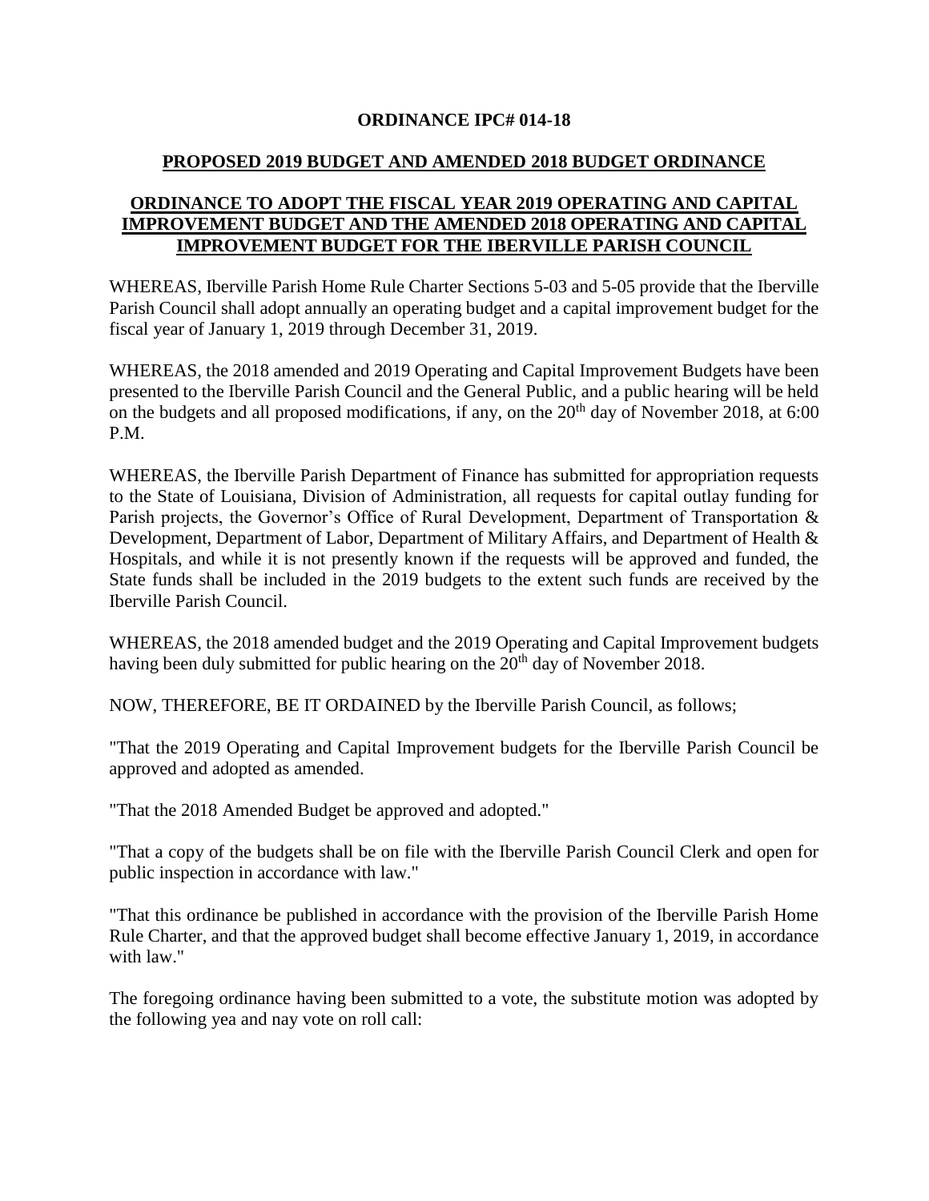**ORDINANCE IPC# 014-18**

**PROPOSED 2019 BUDGET AND AMENDED 2018 BUDGET ORDINANCE**

**ORDINANCE TO ADOPT THE FISCAL YEAR 2019 OPERATING AND CAPITAL IMPROVEMENT BUDGET AND THE AMENDED 2018 OPERATING AND CAPITAL IMPROVEMENT BUDGET FOR THE IBERVILLE PARISH COUNCIL**

WHEREAS, Iberville Parish Home Rule Charter Sections 5-03 and 5-05 provide that the Iberville Parish Council shall adopt annually an operating budget and a capital improvement budget for the fiscal year of January 1, 2019 through December 31, 2019.

WHEREAS, the 2018 amended and 2019 Operating and Capital Improvement Budgets have been presented to the Iberville Parish Council and the General Public, and a public hearing will be held on the budgets and all proposed modifications, if any, on the 20th day of November 2018, at 6:00 P.M.

WHEREAS, the Iberville Parish Department of Finance has submitted for appropriation requests to the State of Louisiana, Division of Administration, all requests for capital outlay funding for Parish projects, the Governor's Office of Rural Development, Department of Transportation & Development, Department of Labor, Department of Military Affairs, and Department of Health & Hospitals, and while it is not presently known if the requests will be approved and funded, the State funds shall be included in the 2019 budgets to the extent such funds are received by the Iberville Parish Council.

WHEREAS, the 2018 amended budget and the 2019 Operating and Capital Improvement budgets having been duly submitted for public hearing on the 20th day of November 2018.

NOW, THEREFORE, BE IT ORDAINED by the Iberville Parish Council, as follows;

"That the 2019 Operating and Capital Improvement budgets for the Iberville Parish Council be approved and adopted as amended.

"That the 2018 Amended Budget be approved and adopted."

"That a copy of the budgets shall be on file with the Iberville Parish Council Clerk and open for public inspection in accordance with law."

"That this ordinance be published in accordance with the provision of the Iberville Parish Home Rule Charter, and that the approved budget shall become effective January 1, 2019, in accordance with law."

The foregoing ordinance having been submitted to a vote, the substitute motion was adopted by the following yea and nay vote on roll call: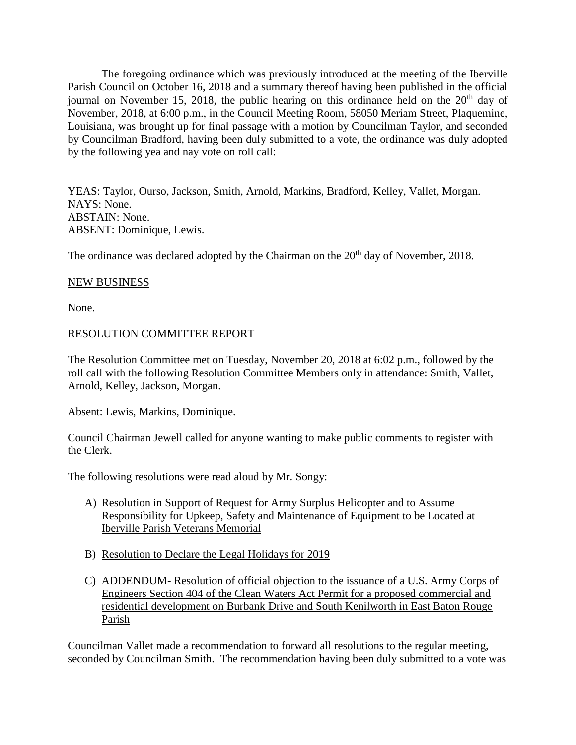The foregoing ordinance which was previously introduced at the meeting of the Iberville Parish Council on October 16, 2018 and a summary thereof having been published in the official journal on November 15, 2018, the public hearing on this ordinance held on the 20[th] day of November, 2018, at 6:00 p.m., in the Council Meeting Room, 58050 Meriam Street, Plaquemine, Louisiana, was brought up for final passage with a motion by Councilman Taylor, and seconded by Councilman Bradford, having been duly submitted to a vote, the ordinance was duly adopted by the following yea and nay vote on roll call:

YEAS: Taylor, Ourso, Jackson, Smith, Arnold, Markins, Bradford, Kelley, Vallet, Morgan.
NAYS: None.
ABSTAIN: None.
ABSENT: Dominique, Lewis.

The ordinance was declared adopted by the Chairman on the 20[th] day of November, 2018.

NEW BUSINESS

None.

RESOLUTION COMMITTEE REPORT

The Resolution Committee met on Tuesday, November 20, 2018 at 6:02 p.m., followed by the roll call with the following Resolution Committee Members only in attendance: Smith, Vallet, Arnold, Kelley, Jackson, Morgan.

Absent: Lewis, Markins, Dominique.

Council Chairman Jewell called for anyone wanting to make public comments to register with the Clerk.

The following resolutions were read aloud by Mr. Songy:

A) Resolution in Support of Request for Army Surplus Helicopter and to Assume Responsibility for Upkeep, Safety and Maintenance of Equipment to be Located at Iberville Parish Veterans Memorial

B) Resolution to Declare the Legal Holidays for 2019

C) ADDENDUM- Resolution of official objection to the issuance of a U.S. Army Corps of Engineers Section 404 of the Clean Waters Act Permit for a proposed commercial and residential development on Burbank Drive and South Kenilworth in East Baton Rouge Parish

Councilman Vallet made a recommendation to forward all resolutions to the regular meeting, seconded by Councilman Smith. The recommendation having been duly submitted to a vote was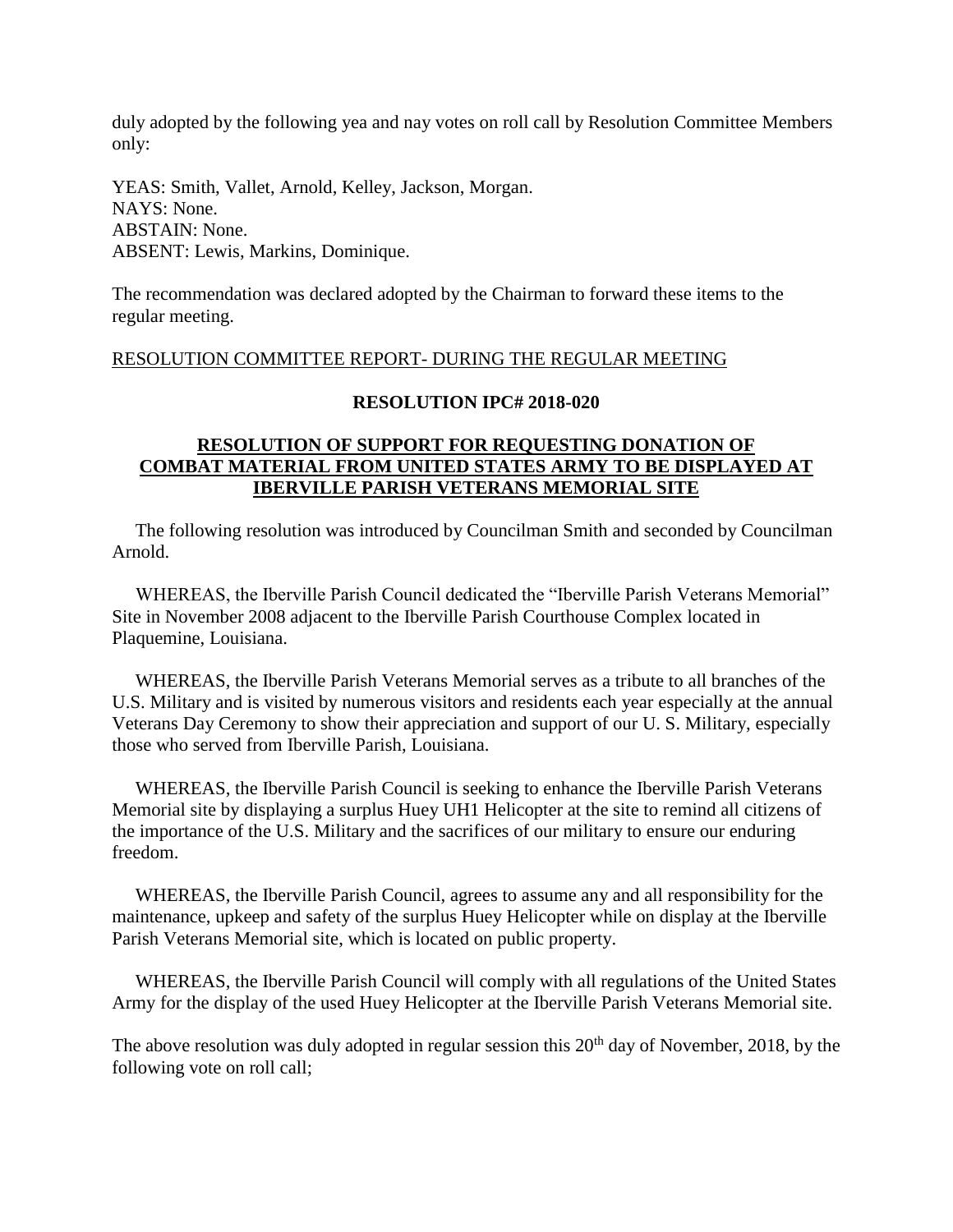duly adopted by the following yea and nay votes on roll call by Resolution Committee Members only:

YEAS: Smith, Vallet, Arnold, Kelley, Jackson, Morgan.
NAYS: None.
ABSTAIN: None.
ABSENT: Lewis, Markins, Dominique.

The recommendation was declared adopted by the Chairman to forward these items to the regular meeting.

RESOLUTION COMMITTEE REPORT- DURING THE REGULAR MEETING

**RESOLUTION IPC# 2018-020**

**RESOLUTION OF SUPPORT FOR REQUESTING DONATION OF COMBAT MATERIAL FROM UNITED STATES ARMY TO BE DISPLAYED AT IBERVILLE PARISH VETERANS MEMORIAL SITE**

The following resolution was introduced by Councilman Smith and seconded by Councilman Arnold.

WHEREAS, the Iberville Parish Council dedicated the "Iberville Parish Veterans Memorial" Site in November 2008 adjacent to the Iberville Parish Courthouse Complex located in Plaquemine, Louisiana.

WHEREAS, the Iberville Parish Veterans Memorial serves as a tribute to all branches of the U.S. Military and is visited by numerous visitors and residents each year especially at the annual Veterans Day Ceremony to show their appreciation and support of our U. S. Military, especially those who served from Iberville Parish, Louisiana.

WHEREAS, the Iberville Parish Council is seeking to enhance the Iberville Parish Veterans Memorial site by displaying a surplus Huey UH1 Helicopter at the site to remind all citizens of the importance of the U.S. Military and the sacrifices of our military to ensure our enduring freedom.

WHEREAS, the Iberville Parish Council, agrees to assume any and all responsibility for the maintenance, upkeep and safety of the surplus Huey Helicopter while on display at the Iberville Parish Veterans Memorial site, which is located on public property.

WHEREAS, the Iberville Parish Council will comply with all regulations of the United States Army for the display of the used Huey Helicopter at the Iberville Parish Veterans Memorial site.

The above resolution was duly adopted in regular session this 20th day of November, 2018, by the following vote on roll call;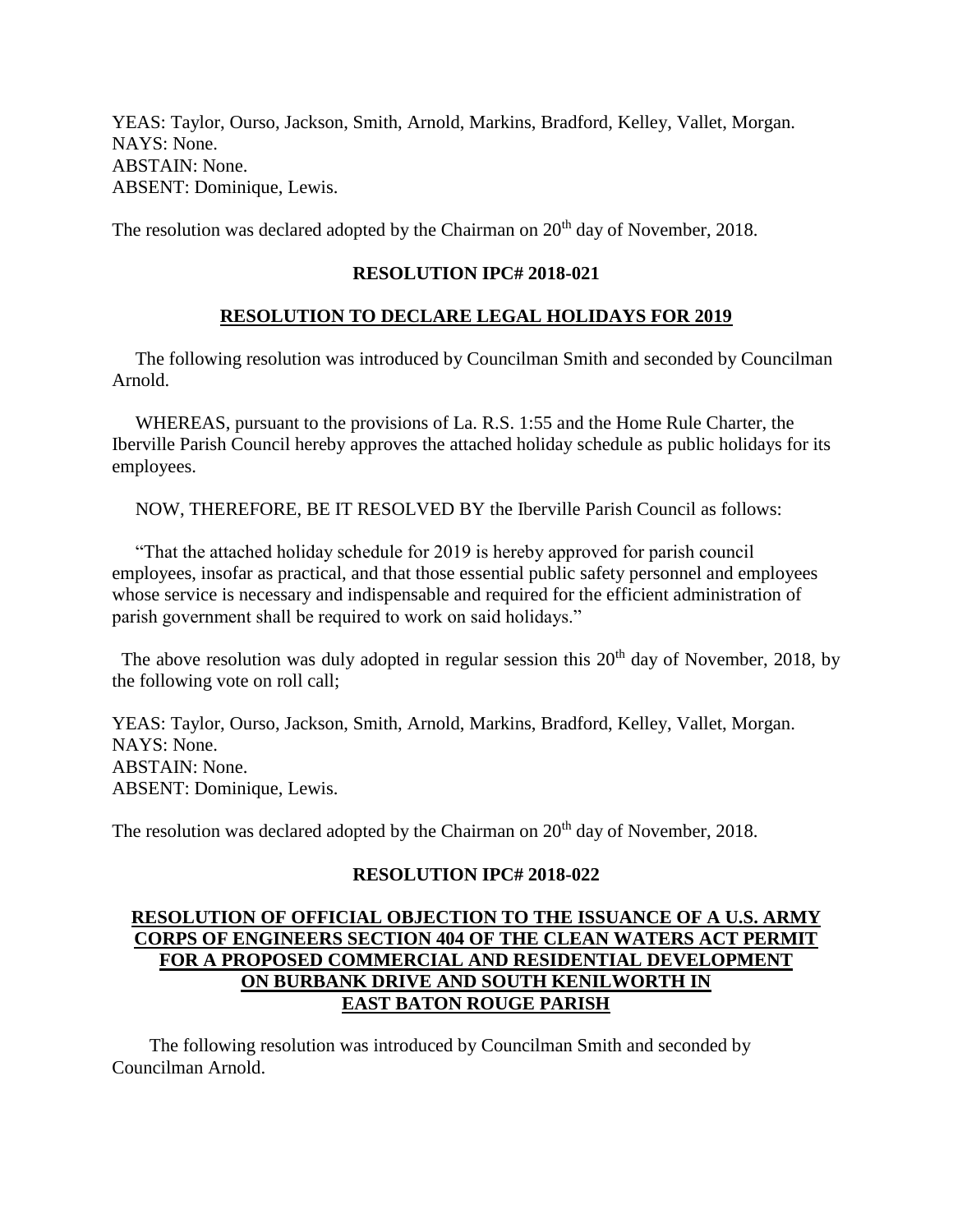YEAS: Taylor, Ourso, Jackson, Smith, Arnold, Markins, Bradford, Kelley, Vallet, Morgan.
NAYS: None.
ABSTAIN: None.
ABSENT: Dominique, Lewis.

The resolution was declared adopted by the Chairman on 20th day of November, 2018.

**RESOLUTION IPC# 2018-021**

**RESOLUTION TO DECLARE LEGAL HOLIDAYS FOR 2019**

The following resolution was introduced by Councilman Smith and seconded by Councilman Arnold.

WHEREAS, pursuant to the provisions of La. R.S. 1:55 and the Home Rule Charter, the Iberville Parish Council hereby approves the attached holiday schedule as public holidays for its employees.

NOW, THEREFORE, BE IT RESOLVED BY the Iberville Parish Council as follows:

"That the attached holiday schedule for 2019 is hereby approved for parish council employees, insofar as practical, and that those essential public safety personnel and employees whose service is necessary and indispensable and required for the efficient administration of parish government shall be required to work on said holidays."

The above resolution was duly adopted in regular session this 20th day of November, 2018, by the following vote on roll call;

YEAS: Taylor, Ourso, Jackson, Smith, Arnold, Markins, Bradford, Kelley, Vallet, Morgan.
NAYS: None.
ABSTAIN: None.
ABSENT: Dominique, Lewis.

The resolution was declared adopted by the Chairman on 20th day of November, 2018.

**RESOLUTION IPC# 2018-022**

**RESOLUTION OF OFFICIAL OBJECTION TO THE ISSUANCE OF A U.S. ARMY CORPS OF ENGINEERS SECTION 404 OF THE CLEAN WATERS ACT PERMIT FOR A PROPOSED COMMERCIAL AND RESIDENTIAL DEVELOPMENT ON BURBANK DRIVE AND SOUTH KENILWORTH IN EAST BATON ROUGE PARISH**

The following resolution was introduced by Councilman Smith and seconded by Councilman Arnold.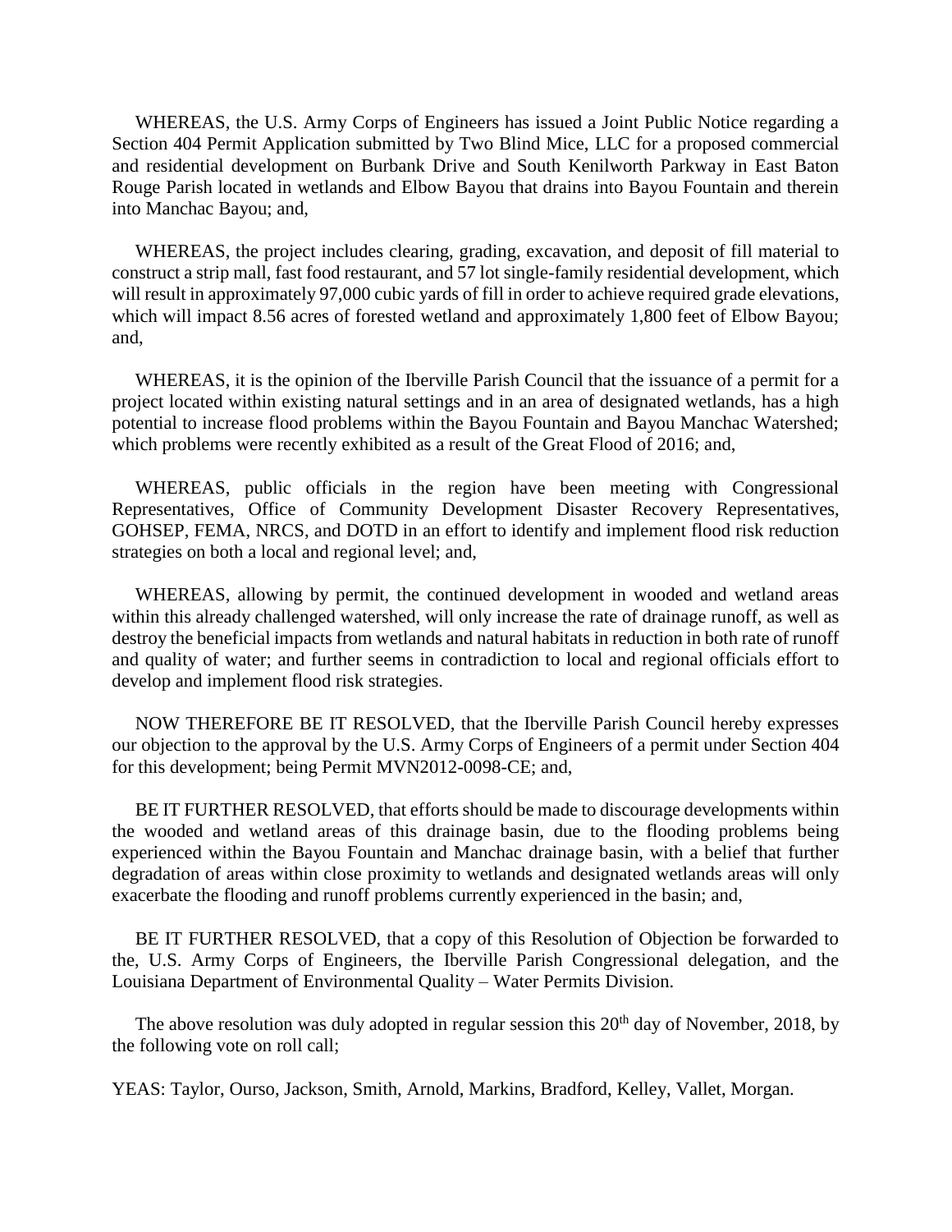WHEREAS, the U.S. Army Corps of Engineers has issued a Joint Public Notice regarding a Section 404 Permit Application submitted by Two Blind Mice, LLC for a proposed commercial and residential development on Burbank Drive and South Kenilworth Parkway in East Baton Rouge Parish located in wetlands and Elbow Bayou that drains into Bayou Fountain and therein into Manchac Bayou; and,

WHEREAS, the project includes clearing, grading, excavation, and deposit of fill material to construct a strip mall, fast food restaurant, and 57 lot single-family residential development, which will result in approximately 97,000 cubic yards of fill in order to achieve required grade elevations, which will impact 8.56 acres of forested wetland and approximately 1,800 feet of Elbow Bayou; and,

WHEREAS, it is the opinion of the Iberville Parish Council that the issuance of a permit for a project located within existing natural settings and in an area of designated wetlands, has a high potential to increase flood problems within the Bayou Fountain and Bayou Manchac Watershed; which problems were recently exhibited as a result of the Great Flood of 2016; and,

WHEREAS, public officials in the region have been meeting with Congressional Representatives, Office of Community Development Disaster Recovery Representatives, GOHSEP, FEMA, NRCS, and DOTD in an effort to identify and implement flood risk reduction strategies on both a local and regional level; and,

WHEREAS, allowing by permit, the continued development in wooded and wetland areas within this already challenged watershed, will only increase the rate of drainage runoff, as well as destroy the beneficial impacts from wetlands and natural habitats in reduction in both rate of runoff and quality of water; and further seems in contradiction to local and regional officials effort to develop and implement flood risk strategies.

NOW THEREFORE BE IT RESOLVED, that the Iberville Parish Council hereby expresses our objection to the approval by the U.S. Army Corps of Engineers of a permit under Section 404 for this development; being Permit MVN2012-0098-CE; and,

BE IT FURTHER RESOLVED, that efforts should be made to discourage developments within the wooded and wetland areas of this drainage basin, due to the flooding problems being experienced within the Bayou Fountain and Manchac drainage basin, with a belief that further degradation of areas within close proximity to wetlands and designated wetlands areas will only exacerbate the flooding and runoff problems currently experienced in the basin; and,

BE IT FURTHER RESOLVED, that a copy of this Resolution of Objection be forwarded to the, U.S. Army Corps of Engineers, the Iberville Parish Congressional delegation, and the Louisiana Department of Environmental Quality – Water Permits Division.

The above resolution was duly adopted in regular session this 20th day of November, 2018, by the following vote on roll call;

YEAS: Taylor, Ourso, Jackson, Smith, Arnold, Markins, Bradford, Kelley, Vallet, Morgan.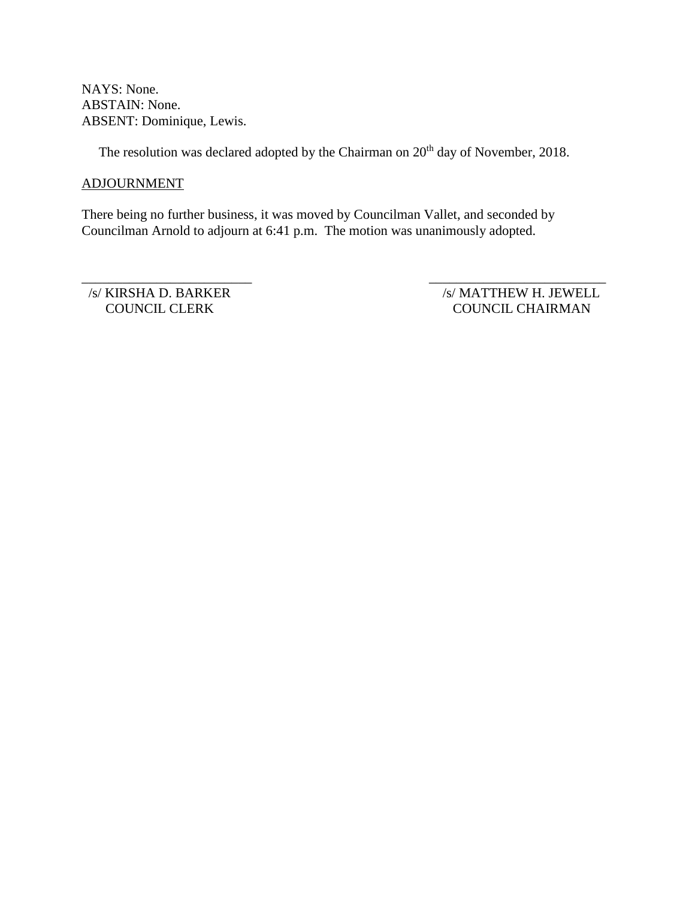NAYS: None.
ABSTAIN: None.
ABSENT: Dominique, Lewis.

The resolution was declared adopted by the Chairman on 20th day of November, 2018.

ADJOURNMENT

There being no further business, it was moved by Councilman Vallet, and seconded by Councilman Arnold to adjourn at 6:41 p.m. The motion was unanimously adopted.

| | |
|---|---|
| ______________________ | ______________________ |
| /s/ KIRSHA D. BARKER | /s/ MATTHEW H. JEWELL |
| COUNCIL CLERK | COUNCIL CHAIRMAN |